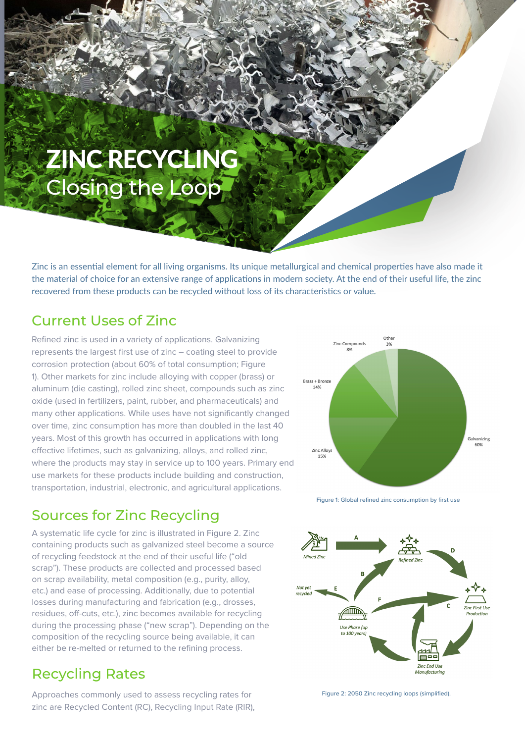# ZINC RECYCLING
## Closing the Loop

Zinc is an essential element for all living organisms. Its unique metallurgical and chemical properties have also made it the material of choice for an extensive range of applications in modern society. At the end of their useful life, the zinc recovered from these products can be recycled without loss of its characteristics or value.

## Current Uses of Zinc

Refined zinc is used in a variety of applications. Galvanizing represents the largest first use of zinc – coating steel to provide corrosion protection (about 60% of total consumption; Figure 1). Other markets for zinc include alloying with copper (brass) or aluminum (die casting), rolled zinc sheet, compounds such as zinc oxide (used in fertilizers, paint, rubber, and pharmaceuticals) and many other applications. While uses have not significantly changed over time, zinc consumption has more than doubled in the last 40 years. Most of this growth has occurred in applications with long effective lifetimes, such as galvanizing, alloys, and rolled zinc, where the products may stay in service up to 100 years. Primary end use markets for these products include building and construction, transportation, industrial, electronic, and agricultural applications.

Figure 1: Global refined zinc consumption by first use

## Sources for Zinc Recycling

A systematic life cycle for zinc is illustrated in Figure 2. Zinc containing products such as galvanized steel become a source of recycling feedstock at the end of their useful life ("old scrap"). These products are collected and processed based on scrap availability, metal composition (e.g., purity, alloy, etc.) and ease of processing. Additionally, due to potential losses during manufacturing and fabrication (e.g., drosses, residues, off-cuts, etc.), zinc becomes available for recycling during the processing phase ("new scrap"). Depending on the composition of the recycling source being available, it can either be re-melted or returned to the refining process.

Figure 2: 2050 Zinc recycling loops (simplified).

## Recycling Rates

Approaches commonly used to assess recycling rates for zinc are Recycled Content (RC), Recycling Input Rate (RIR),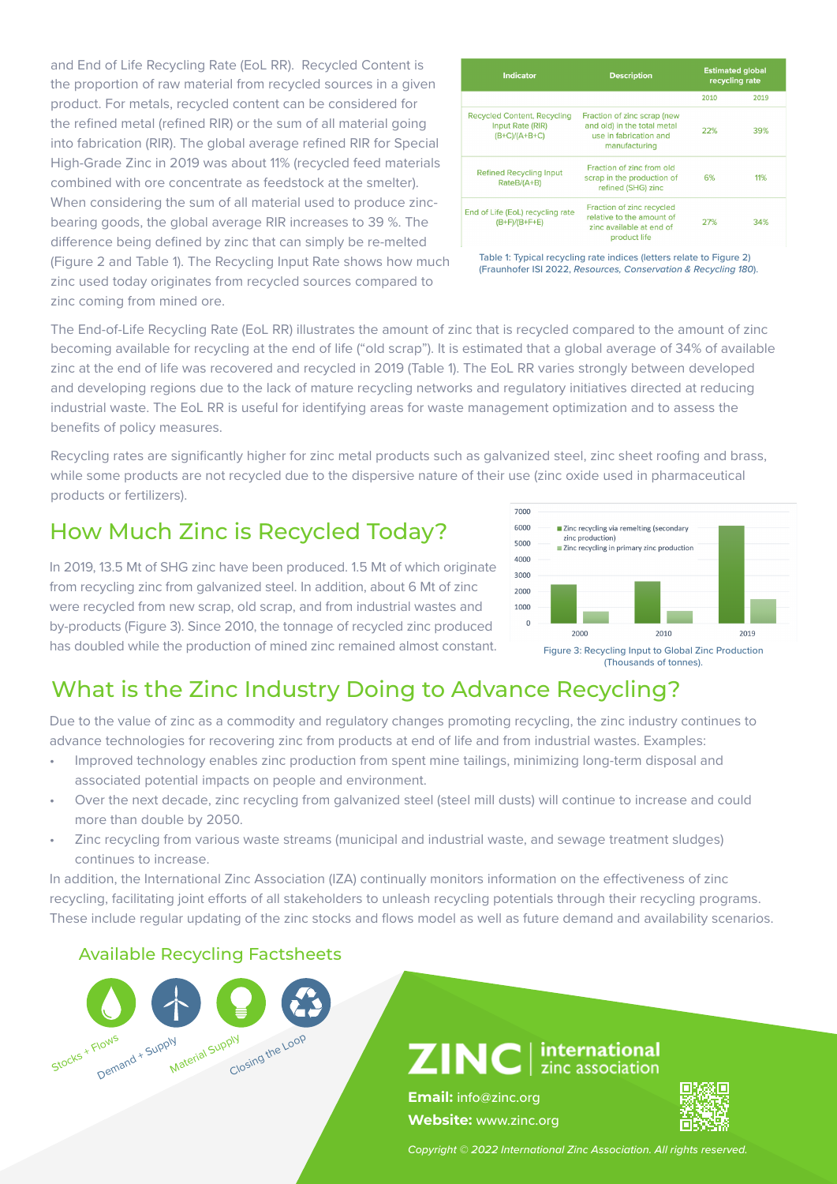and End of Life Recycling Rate (EoL RR). Recycled Content is the proportion of raw material from recycled sources in a given product. For metals, recycled content can be considered for the refined metal (refined RIR) or the sum of all material going into fabrication (RIR). The global average refined RIR for Special High-Grade Zinc in 2019 was about 11% (recycled feed materials combined with ore concentrate as feedstock at the smelter). When considering the sum of all material used to produce zinc-bearing goods, the global average RIR increases to 39 %. The difference being defined by zinc that can simply be re-melted (Figure 2 and Table 1). The Recycling Input Rate shows how much zinc used today originates from recycled sources compared to zinc coming from mined ore.

| Indicator | Description | Estimated global recycling rate | |
|---|---|---|---|
| | | 2010 | 2019 |
| Recycled Content, Recycling Input Rate (RIR) (B+C)/(A+B+C) | Fraction of zinc scrap (new and old) in the total metal use in fabrication and manufacturing | 22% | 39% |
| Refined Recycling Input RateB/(A+B) | Fraction of zinc from old scrap in the production of refined (SHG) zinc | 6% | 11% |
| End of Life (EoL) recycling rate (B+F)/(B+F+E) | Fraction of zinc recycled relative to the amount of zinc available at end of product life | 27% | 34% |

Table 1: Typical recycling rate indices (letters relate to Figure 2) (Fraunhofer ISI 2022, *Resources, Conservation & Recycling 180*).

The End-of-Life Recycling Rate (EoL RR) illustrates the amount of zinc that is recycled compared to the amount of zinc becoming available for recycling at the end of life ("old scrap"). It is estimated that a global average of 34% of available zinc at the end of life was recovered and recycled in 2019 (Table 1). The EoL RR varies strongly between developed and developing regions due to the lack of mature recycling networks and regulatory initiatives directed at reducing industrial waste. The EoL RR is useful for identifying areas for waste management optimization and to assess the benefits of policy measures.

Recycling rates are significantly higher for zinc metal products such as galvanized steel, zinc sheet roofing and brass, while some products are not recycled due to the dispersive nature of their use (zinc oxide used in pharmaceutical products or fertilizers).

## How Much Zinc is Recycled Today?

In 2019, 13.5 Mt of SHG zinc have been produced. 1.5 Mt of which originate from recycling zinc from galvanized steel. In addition, about 6 Mt of zinc were recycled from new scrap, old scrap, and from industrial wastes and by-products (Figure 3). Since 2010, the tonnage of recycled zinc produced has doubled while the production of mined zinc remained almost constant.

7000
6000
5000
4000
3000
2000
1000
0
Zinc recycling via remelting (secondary zinc production)
Zinc recycling in primary zinc production
2000
2010
2019

Figure 3: Recycling Input to Global Zinc Production (Thousands of tonnes).

## What is the Zinc Industry Doing to Advance Recycling?

Due to the value of zinc as a commodity and regulatory changes promoting recycling, the zinc industry continues to advance technologies for recovering zinc from products at end of life and from industrial wastes. Examples:

- Improved technology enables zinc production from spent mine tailings, minimizing long-term disposal and associated potential impacts on people and environment.
- Over the next decade, zinc recycling from galvanized steel (steel mill dusts) will continue to increase and could more than double by 2050.
- Zinc recycling from various waste streams (municipal and industrial waste, and sewage treatment sludges) continues to increase.

In addition, the International Zinc Association (IZA) continually monitors information on the effectiveness of zinc recycling, facilitating joint efforts of all stakeholders to unleash recycling potentials through their recycling programs. These include regular updating of the zinc stocks and flows model as well as future demand and availability scenarios.

### Available Recycling Factsheets

Stocks + Flows
Demand + Supply
Material Supply
Closing the Loop

ZINC | international zinc association

**Email:** info@zinc.org
**Website:** www.zinc.org

*Copyright © 2022 International Zinc Association. All rights reserved.*